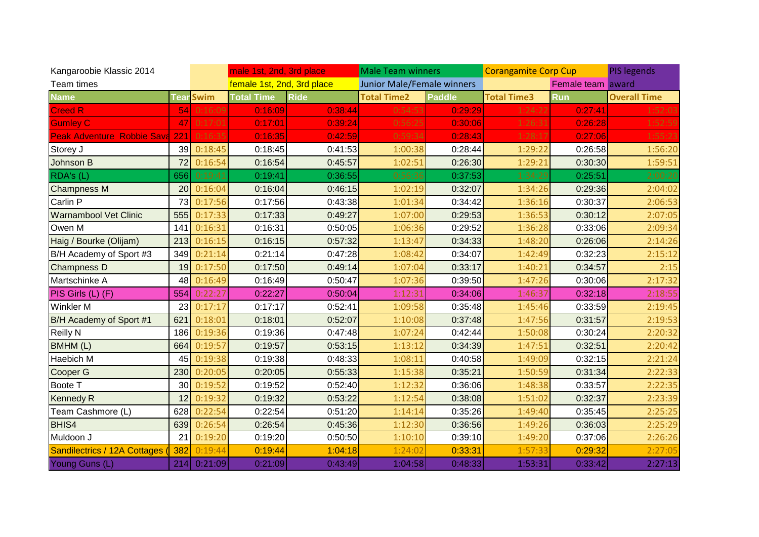Kangaroobie Klassic 2014

Team times

| | | male 1st, 2nd, 3rd place | Male Team winners | Corangamite Corp Cup | PIS legends |
|---|---|---|---|---|---|
| | | female 1st, 2nd, 3rd place | Junior Male/Female winners | Female team | award |

| Name | Team | Swim | Total Time | Ride | Total Time2 | Paddle | Total Time3 | Run | Overall Time |
|---|---|---|---|---|---|---|---|---|---|
| Creed R | 54 | 0:16:09 | 0:16:09 | 0:38:44 | 0:54:53 | 0:29:29 | 1:24:22 | 0:27:41 | 1:52:03 |
| Gumley C | 47 | 0:17:01 | 0:17:01 | 0:39:24 | 0:56:25 | 0:30:06 | 1:26:31 | 0:26:28 | 1:52:59 |
| Peak Adventure Robbie Sava | 221 | 0:16:35 | 0:16:35 | 0:42:59 | 0:59:34 | 0:28:43 | 1:28:17 | 0:27:06 | 1:55:23 |
| Storey J | 39 | 0:18:45 | 0:18:45 | 0:41:53 | 1:00:38 | 0:28:44 | 1:29:22 | 0:26:58 | 1:56:20 |
| Johnson B | 72 | 0:16:54 | 0:16:54 | 0:45:57 | 1:02:51 | 0:26:30 | 1:29:21 | 0:30:30 | 1:59:51 |
| RDA's (L) | 656 | 0:19:41 | 0:19:41 | 0:36:55 | 0:56:36 | 0:37:53 | 1:34:29 | 0:25:51 | 2:00:20 |
| Champness M | 20 | 0:16:04 | 0:16:04 | 0:46:15 | 1:02:19 | 0:32:07 | 1:34:26 | 0:29:36 | 2:04:02 |
| Carlin P | 73 | 0:17:56 | 0:17:56 | 0:43:38 | 1:01:34 | 0:34:42 | 1:36:16 | 0:30:37 | 2:06:53 |
| Warnambool Vet Clinic | 555 | 0:17:33 | 0:17:33 | 0:49:27 | 1:07:00 | 0:29:53 | 1:36:53 | 0:30:12 | 2:07:05 |
| Owen M | 141 | 0:16:31 | 0:16:31 | 0:50:05 | 1:06:36 | 0:29:52 | 1:36:28 | 0:33:06 | 2:09:34 |
| Haig / Bourke (Olijam) | 213 | 0:16:15 | 0:16:15 | 0:57:32 | 1:13:47 | 0:34:33 | 1:48:20 | 0:26:06 | 2:14:26 |
| B/H Academy of Sport #3 | 349 | 0:21:14 | 0:21:14 | 0:47:28 | 1:08:42 | 0:34:07 | 1:42:49 | 0:32:23 | 2:15:12 |
| Champness D | 19 | 0:17:50 | 0:17:50 | 0:49:14 | 1:07:04 | 0:33:17 | 1:40:21 | 0:34:57 | 2:15 |
| Martschinke A | 48 | 0:16:49 | 0:16:49 | 0:50:47 | 1:07:36 | 0:39:50 | 1:47:26 | 0:30:06 | 2:17:32 |
| PIS Girls (L) (F) | 554 | 0:22:27 | 0:22:27 | 0:50:04 | 1:12:31 | 0:34:06 | 1:46:37 | 0:32:18 | 2:18:55 |
| Winkler M | 23 | 0:17:17 | 0:17:17 | 0:52:41 | 1:09:58 | 0:35:48 | 1:45:46 | 0:33:59 | 2:19:45 |
| B/H Academy of Sport #1 | 621 | 0:18:01 | 0:18:01 | 0:52:07 | 1:10:08 | 0:37:48 | 1:47:56 | 0:31:57 | 2:19:53 |
| Reilly N | 186 | 0:19:36 | 0:19:36 | 0:47:48 | 1:07:24 | 0:42:44 | 1:50:08 | 0:30:24 | 2:20:32 |
| BMHM (L) | 664 | 0:19:57 | 0:19:57 | 0:53:15 | 1:13:12 | 0:34:39 | 1:47:51 | 0:32:51 | 2:20:42 |
| Haebich M | 45 | 0:19:38 | 0:19:38 | 0:48:33 | 1:08:11 | 0:40:58 | 1:49:09 | 0:32:15 | 2:21:24 |
| Cooper G | 230 | 0:20:05 | 0:20:05 | 0:55:33 | 1:15:38 | 0:35:21 | 1:50:59 | 0:31:34 | 2:22:33 |
| Boote T | 30 | 0:19:52 | 0:19:52 | 0:52:40 | 1:12:32 | 0:36:06 | 1:48:38 | 0:33:57 | 2:22:35 |
| Kennedy R | 12 | 0:19:32 | 0:19:32 | 0:53:22 | 1:12:54 | 0:38:08 | 1:51:02 | 0:32:37 | 2:23:39 |
| Team Cashmore (L) | 628 | 0:22:54 | 0:22:54 | 0:51:20 | 1:14:14 | 0:35:26 | 1:49:40 | 0:35:45 | 2:25:25 |
| BHIS4 | 639 | 0:26:54 | 0:26:54 | 0:45:36 | 1:12:30 | 0:36:56 | 1:49:26 | 0:36:03 | 2:25:29 |
| Muldoon J | 21 | 0:19:20 | 0:19:20 | 0:50:50 | 1:10:10 | 0:39:10 | 1:49:20 | 0:37:06 | 2:26:26 |
| Sandilectrics / 12A Cottages ( | 382 | 0:19:44 | 0:19:44 | 1:04:18 | 1:24:02 | 0:33:31 | 1:57:33 | 0:29:32 | 2:27:05 |
| Young Guns (L) | 214 | 0:21:09 | 0:21:09 | 0:43:49 | 1:04:58 | 0:48:33 | 1:53:31 | 0:33:42 | 2:27:13 |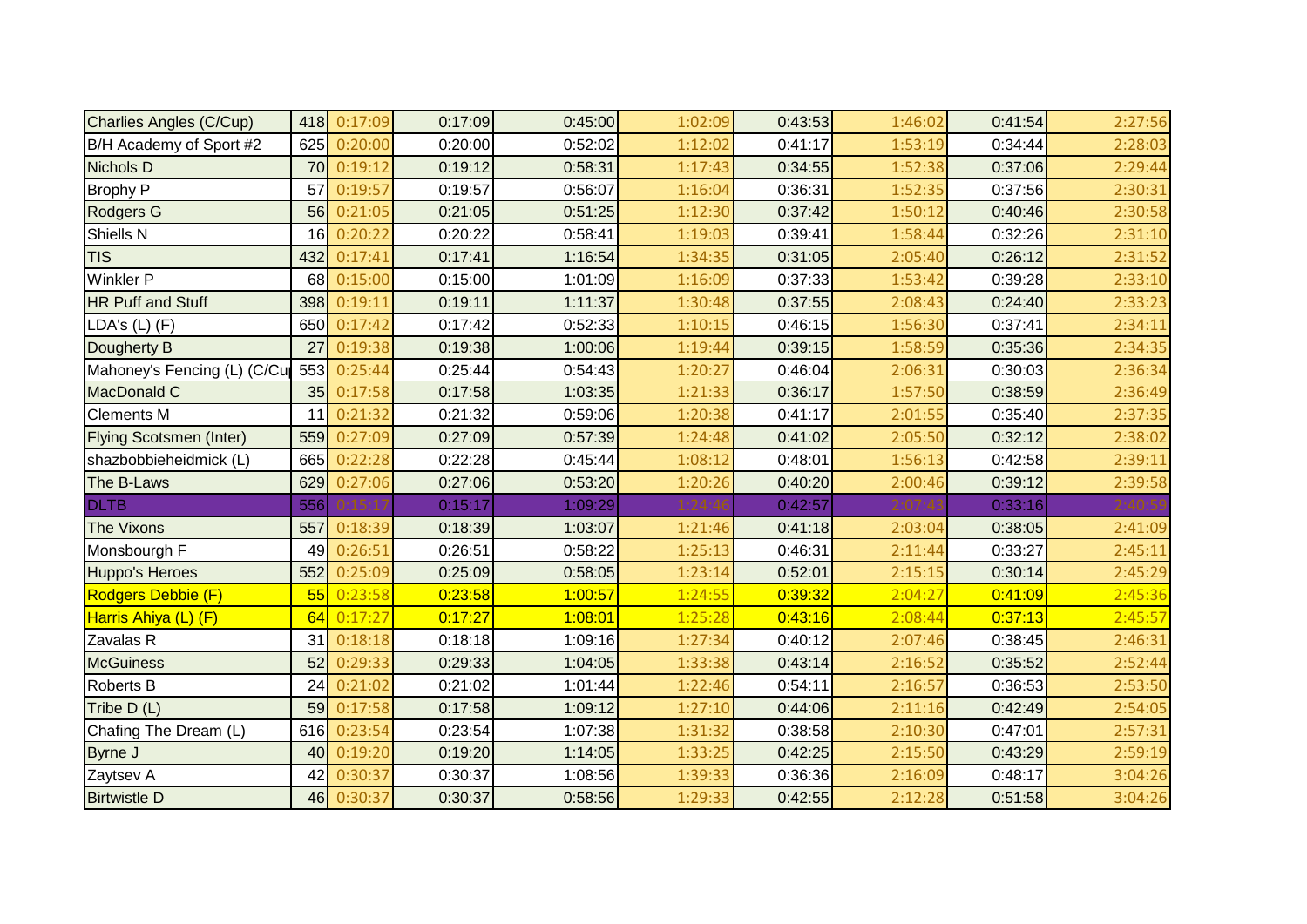| | | | | | | | | | |
|---|---|---|---|---|---|---|---|---|---|
| Charlies Angles (C/Cup) | 418 | 0:17:09 | 0:17:09 | 0:45:00 | 1:02:09 | 0:43:53 | 1:46:02 | 0:41:54 | 2:27:56 |
| B/H Academy of Sport #2 | 625 | 0:20:00 | 0:20:00 | 0:52:02 | 1:12:02 | 0:41:17 | 1:53:19 | 0:34:44 | 2:28:03 |
| Nichols D | 70 | 0:19:12 | 0:19:12 | 0:58:31 | 1:17:43 | 0:34:55 | 1:52:38 | 0:37:06 | 2:29:44 |
| Brophy P | 57 | 0:19:57 | 0:19:57 | 0:56:07 | 1:16:04 | 0:36:31 | 1:52:35 | 0:37:56 | 2:30:31 |
| Rodgers G | 56 | 0:21:05 | 0:21:05 | 0:51:25 | 1:12:30 | 0:37:42 | 1:50:12 | 0:40:46 | 2:30:58 |
| Shiells N | 16 | 0:20:22 | 0:20:22 | 0:58:41 | 1:19:03 | 0:39:41 | 1:58:44 | 0:32:26 | 2:31:10 |
| TIS | 432 | 0:17:41 | 0:17:41 | 1:16:54 | 1:34:35 | 0:31:05 | 2:05:40 | 0:26:12 | 2:31:52 |
| Winkler P | 68 | 0:15:00 | 0:15:00 | 1:01:09 | 1:16:09 | 0:37:33 | 1:53:42 | 0:39:28 | 2:33:10 |
| HR Puff and Stuff | 398 | 0:19:11 | 0:19:11 | 1:11:37 | 1:30:48 | 0:37:55 | 2:08:43 | 0:24:40 | 2:33:23 |
| LDA's (L) (F) | 650 | 0:17:42 | 0:17:42 | 0:52:33 | 1:10:15 | 0:46:15 | 1:56:30 | 0:37:41 | 2:34:11 |
| Dougherty B | 27 | 0:19:38 | 0:19:38 | 1:00:06 | 1:19:44 | 0:39:15 | 1:58:59 | 0:35:36 | 2:34:35 |
| Mahoney's Fencing (L) (C/Cu | 553 | 0:25:44 | 0:25:44 | 0:54:43 | 1:20:27 | 0:46:04 | 2:06:31 | 0:30:03 | 2:36:34 |
| MacDonald C | 35 | 0:17:58 | 0:17:58 | 1:03:35 | 1:21:33 | 0:36:17 | 1:57:50 | 0:38:59 | 2:36:49 |
| Clements M | 11 | 0:21:32 | 0:21:32 | 0:59:06 | 1:20:38 | 0:41:17 | 2:01:55 | 0:35:40 | 2:37:35 |
| Flying Scotsmen (Inter) | 559 | 0:27:09 | 0:27:09 | 0:57:39 | 1:24:48 | 0:41:02 | 2:05:50 | 0:32:12 | 2:38:02 |
| shazbobbieheidmick (L) | 665 | 0:22:28 | 0:22:28 | 0:45:44 | 1:08:12 | 0:48:01 | 1:56:13 | 0:42:58 | 2:39:11 |
| The B-Laws | 629 | 0:27:06 | 0:27:06 | 0:53:20 | 1:20:26 | 0:40:20 | 2:00:46 | 0:39:12 | 2:39:58 |
| DLTB | 556 | 0:15:17 | 0:15:17 | 1:09:29 | 1:24:46 | 0:42:57 | 2:07:43 | 0:33:16 | 2:40:59 |
| The Vixons | 557 | 0:18:39 | 0:18:39 | 1:03:07 | 1:21:46 | 0:41:18 | 2:03:04 | 0:38:05 | 2:41:09 |
| Monsbourgh F | 49 | 0:26:51 | 0:26:51 | 0:58:22 | 1:25:13 | 0:46:31 | 2:11:44 | 0:33:27 | 2:45:11 |
| Huppo's Heroes | 552 | 0:25:09 | 0:25:09 | 0:58:05 | 1:23:14 | 0:52:01 | 2:15:15 | 0:30:14 | 2:45:29 |
| Rodgers Debbie (F) | 55 | 0:23:58 | 0:23:58 | 1:00:57 | 1:24:55 | 0:39:32 | 2:04:27 | 0:41:09 | 2:45:36 |
| Harris Ahiya (L) (F) | 64 | 0:17:27 | 0:17:27 | 1:08:01 | 1:25:28 | 0:43:16 | 2:08:44 | 0:37:13 | 2:45:57 |
| Zavalas R | 31 | 0:18:18 | 0:18:18 | 1:09:16 | 1:27:34 | 0:40:12 | 2:07:46 | 0:38:45 | 2:46:31 |
| McGuiness | 52 | 0:29:33 | 0:29:33 | 1:04:05 | 1:33:38 | 0:43:14 | 2:16:52 | 0:35:52 | 2:52:44 |
| Roberts B | 24 | 0:21:02 | 0:21:02 | 1:01:44 | 1:22:46 | 0:54:11 | 2:16:57 | 0:36:53 | 2:53:50 |
| Tribe D (L) | 59 | 0:17:58 | 0:17:58 | 1:09:12 | 1:27:10 | 0:44:06 | 2:11:16 | 0:42:49 | 2:54:05 |
| Chafing The Dream (L) | 616 | 0:23:54 | 0:23:54 | 1:07:38 | 1:31:32 | 0:38:58 | 2:10:30 | 0:47:01 | 2:57:31 |
| Byrne J | 40 | 0:19:20 | 0:19:20 | 1:14:05 | 1:33:25 | 0:42:25 | 2:15:50 | 0:43:29 | 2:59:19 |
| Zaytsev A | 42 | 0:30:37 | 0:30:37 | 1:08:56 | 1:39:33 | 0:36:36 | 2:16:09 | 0:48:17 | 3:04:26 |
| Birtwistle D | 46 | 0:30:37 | 0:30:37 | 0:58:56 | 1:29:33 | 0:42:55 | 2:12:28 | 0:51:58 | 3:04:26 |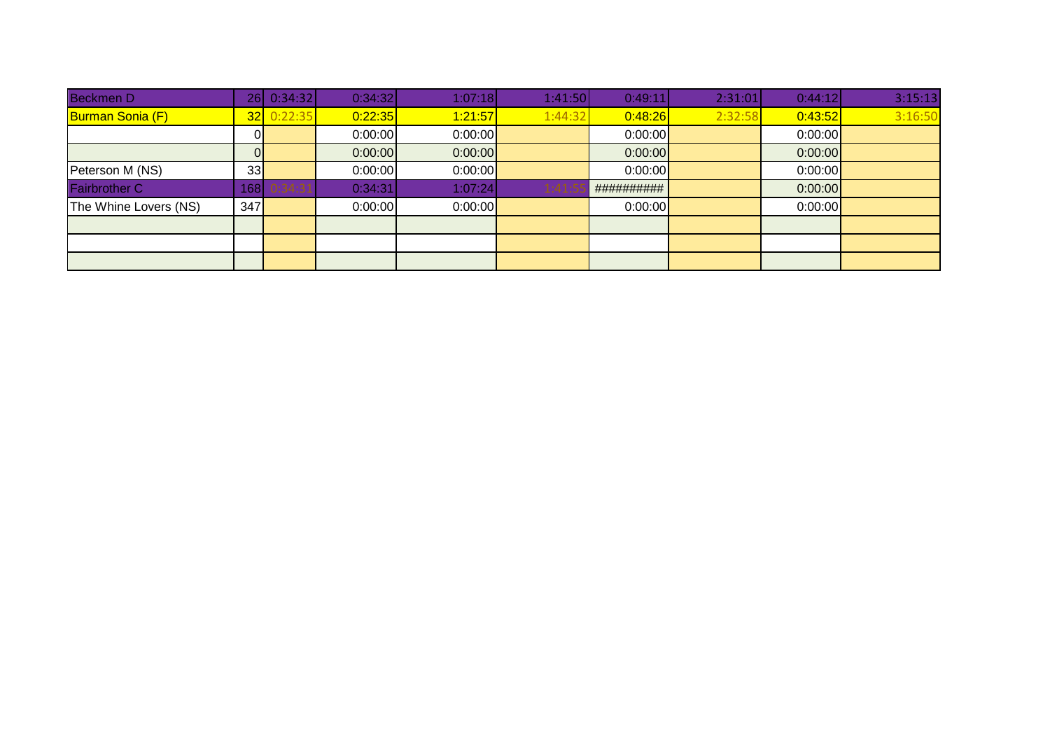| | | | | | | | | | |
|---|---|---|---|---|---|---|---|---|---|
| Beckmen D | 26 | 0:34:32 | 0:34:32 | 1:07:18 | 1:41:50 | 0:49:11 | 2:31:01 | 0:44:12 | 3:15:13 |
| Burman Sonia (F) | 32 | 0:22:35 | 0:22:35 | 1:21:57 | 1:44:32 | 0:48:26 | 2:32:58 | 0:43:52 | 3:16:50 |
| | 0 | | 0:00:00 | 0:00:00 | | 0:00:00 | | 0:00:00 | |
| | 0 | | 0:00:00 | 0:00:00 | | 0:00:00 | | 0:00:00 | |
| Peterson M (NS) | 33 | | 0:00:00 | 0:00:00 | | 0:00:00 | | 0:00:00 | |
| Fairbrother C | 168 | 0:34:31 | 0:34:31 | 1:07:24 | 1:41:55 | ########## | | 0:00:00 | |
| The Whine Lovers (NS) | 347 | | 0:00:00 | 0:00:00 | | 0:00:00 | | 0:00:00 | |
| | | | | | | | | | |
| | | | | | | | | | |
| | | | | | | | | | |